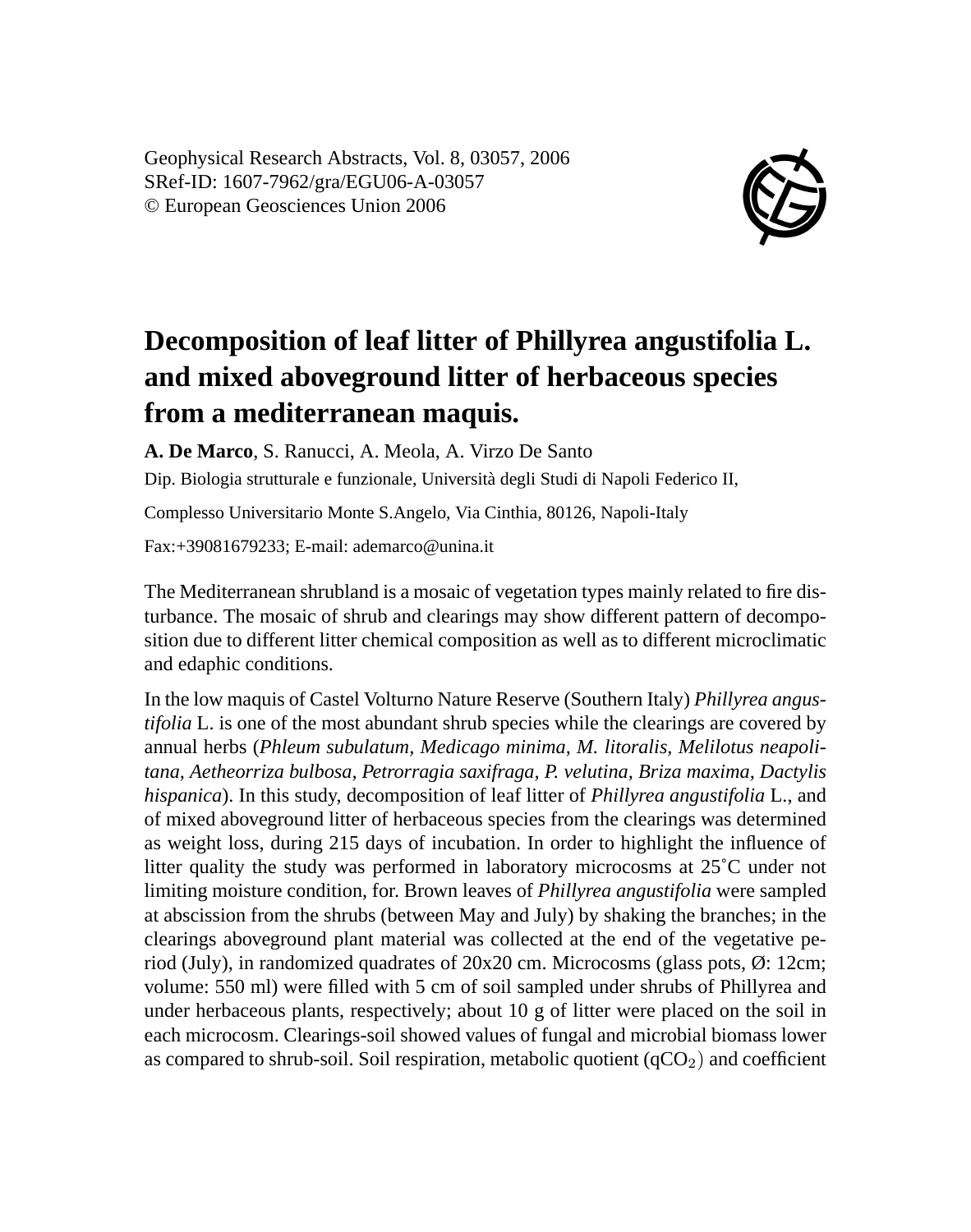Geophysical Research Abstracts, Vol. 8, 03057, 2006
SRef-ID: 1607-7962/gra/EGU06-A-03057
© European Geosciences Union 2006

# Decomposition of leaf litter of Phillyrea angustifolia L. and mixed aboveground litter of herbaceous species from a mediterranean maquis.

**A. De Marco**, S. Ranucci, A. Meola, A. Virzo De Santo

Dip. Biologia strutturale e funzionale, Università degli Studi di Napoli Federico II,

Complesso Universitario Monte S.Angelo, Via Cinthia, 80126, Napoli-Italy

Fax:+39081679233; E-mail: ademarco@unina.it

The Mediterranean shrubland is a mosaic of vegetation types mainly related to fire disturbance. The mosaic of shrub and clearings may show different pattern of decomposition due to different litter chemical composition as well as to different microclimatic and edaphic conditions.

In the low maquis of Castel Volturno Nature Reserve (Southern Italy) *Phillyrea angustifolia* L. is one of the most abundant shrub species while the clearings are covered by annual herbs (*Phleum subulatum, Medicago minima, M. litoralis, Melilotus neapolitana, Aetheorriza bulbosa, Petrorragia saxifraga, P. velutina, Briza maxima, Dactylis hispanica*). In this study, decomposition of leaf litter of *Phillyrea angustifolia* L., and of mixed aboveground litter of herbaceous species from the clearings was determined as weight loss, during 215 days of incubation. In order to highlight the influence of litter quality the study was performed in laboratory microcosms at 25˚C under not limiting moisture condition, for. Brown leaves of *Phillyrea angustifolia* were sampled at abscission from the shrubs (between May and July) by shaking the branches; in the clearings aboveground plant material was collected at the end of the vegetative period (July), in randomized quadrates of 20x20 cm. Microcosms (glass pots, Ø: 12cm; volume: 550 ml) were filled with 5 cm of soil sampled under shrubs of Phillyrea and under herbaceous plants, respectively; about 10 g of litter were placed on the soil in each microcosm. Clearings-soil showed values of fungal and microbial biomass lower as compared to shrub-soil. Soil respiration, metabolic quotient ($qCO_2$) and coefficient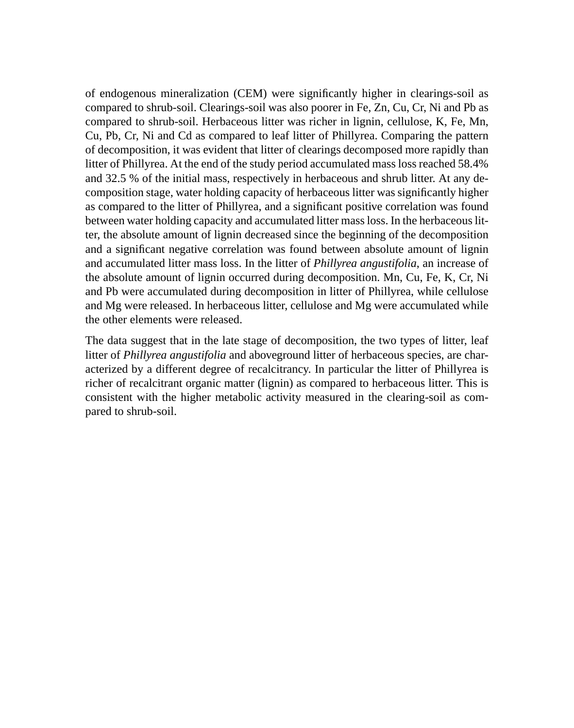of endogenous mineralization (CEM) were significantly higher in clearings-soil as compared to shrub-soil. Clearings-soil was also poorer in Fe, Zn, Cu, Cr, Ni and Pb as compared to shrub-soil. Herbaceous litter was richer in lignin, cellulose, K, Fe, Mn, Cu, Pb, Cr, Ni and Cd as compared to leaf litter of Phillyrea. Comparing the pattern of decomposition, it was evident that litter of clearings decomposed more rapidly than litter of Phillyrea. At the end of the study period accumulated mass loss reached 58.4% and 32.5 % of the initial mass, respectively in herbaceous and shrub litter. At any decomposition stage, water holding capacity of herbaceous litter was significantly higher as compared to the litter of Phillyrea, and a significant positive correlation was found between water holding capacity and accumulated litter mass loss. In the herbaceous litter, the absolute amount of lignin decreased since the beginning of the decomposition and a significant negative correlation was found between absolute amount of lignin and accumulated litter mass loss. In the litter of *Phillyrea angustifolia*, an increase of the absolute amount of lignin occurred during decomposition. Mn, Cu, Fe, K, Cr, Ni and Pb were accumulated during decomposition in litter of Phillyrea, while cellulose and Mg were released. In herbaceous litter, cellulose and Mg were accumulated while the other elements were released.

The data suggest that in the late stage of decomposition, the two types of litter, leaf litter of *Phillyrea angustifolia* and aboveground litter of herbaceous species, are characterized by a different degree of recalcitrancy. In particular the litter of Phillyrea is richer of recalcitrant organic matter (lignin) as compared to herbaceous litter. This is consistent with the higher metabolic activity measured in the clearing-soil as compared to shrub-soil.